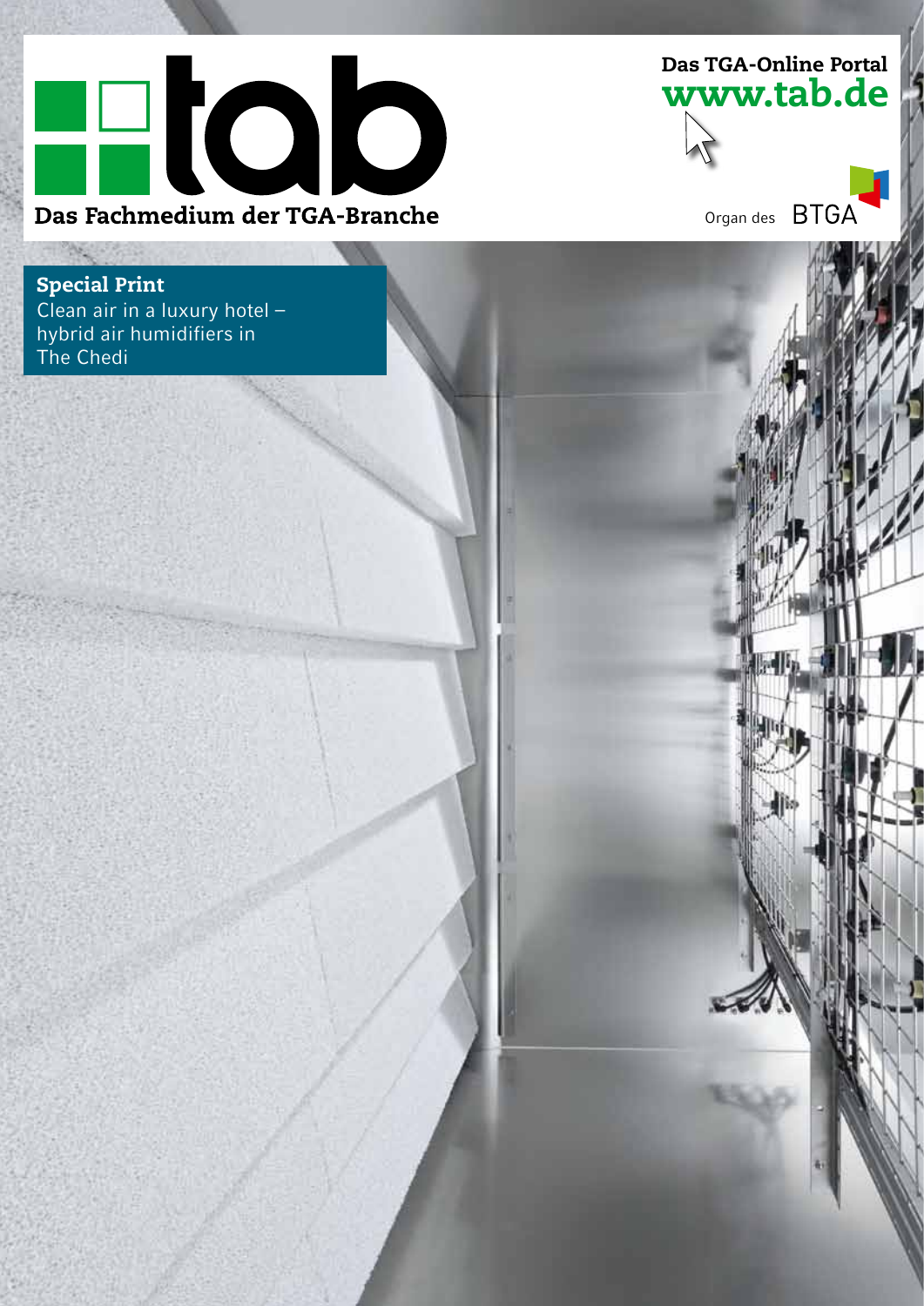# tab

Das Fachmedium der TGA-Branche

Das TGA-Online Portal
www.tab.de

Organ des BTGA

**Special Print**
Clean air in a luxury hotel – hybrid air humidifiers in The Chedi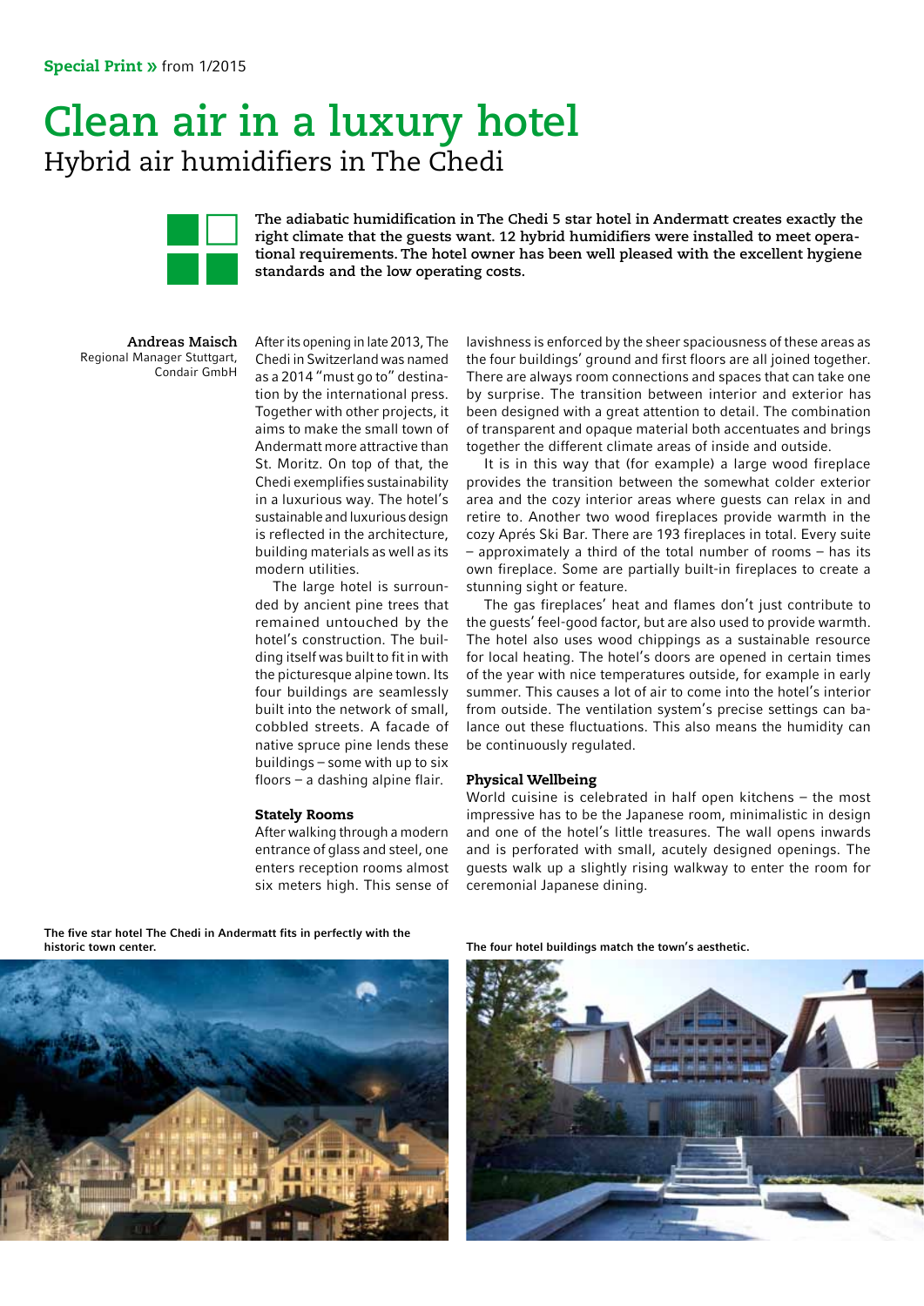**Special Print »** from 1/2015

# Clean air in a luxury hotel

## Hybrid air humidifiers in The Chedi

**The adiabatic humidification in The Chedi 5 star hotel in Andermatt creates exactly the right climate that the guests want. 12 hybrid humidifiers were installed to meet operational requirements. The hotel owner has been well pleased with the excellent hygiene standards and the low operating costs.**

**Andreas Maisch**
Regional Manager Stuttgart, Condair GmbH

After its opening in late 2013, The Chedi in Switzerland was named as a 2014 "must go to" destination by the international press. Together with other projects, it aims to make the small town of Andermatt more attractive than St. Moritz. On top of that, the Chedi exemplifies sustainability in a luxurious way. The hotel's sustainable and luxurious design is reflected in the architecture, building materials as well as its modern utilities.

The large hotel is surrounded by ancient pine trees that remained untouched by the hotel's construction. The building itself was built to fit in with the picturesque alpine town. Its four buildings are seamlessly built into the network of small, cobbled streets. A facade of native spruce pine lends these buildings – some with up to six floors – a dashing alpine flair.

### Stately Rooms

After walking through a modern entrance of glass and steel, one enters reception rooms almost six meters high. This sense of lavishness is enforced by the sheer spaciousness of these areas as the four buildings' ground and first floors are all joined together. There are always room connections and spaces that can take one by surprise. The transition between interior and exterior has been designed with a great attention to detail. The combination of transparent and opaque material both accentuates and brings together the different climate areas of inside and outside.

It is in this way that (for example) a large wood fireplace provides the transition between the somewhat colder exterior area and the cozy interior areas where guests can relax in and retire to. Another two wood fireplaces provide warmth in the cozy Aprés Ski Bar. There are 193 fireplaces in total. Every suite – approximately a third of the total number of rooms – has its own fireplace. Some are partially built-in fireplaces to create a stunning sight or feature.

The gas fireplaces' heat and flames don't just contribute to the guests' feel-good factor, but are also used to provide warmth. The hotel also uses wood chippings as a sustainable resource for local heating. The hotel's doors are opened in certain times of the year with nice temperatures outside, for example in early summer. This causes a lot of air to come into the hotel's interior from outside. The ventilation system's precise settings can balance out these fluctuations. This also means the humidity can be continuously regulated.

### Physical Wellbeing

World cuisine is celebrated in half open kitchens – the most impressive has to be the Japanese room, minimalistic in design and one of the hotel's little treasures. The wall opens inwards and is perforated with small, acutely designed openings. The guests walk up a slightly rising walkway to enter the room for ceremonial Japanese dining.

The five star hotel The Chedi in Andermatt fits in perfectly with the historic town center.

The four hotel buildings match the town's aesthetic.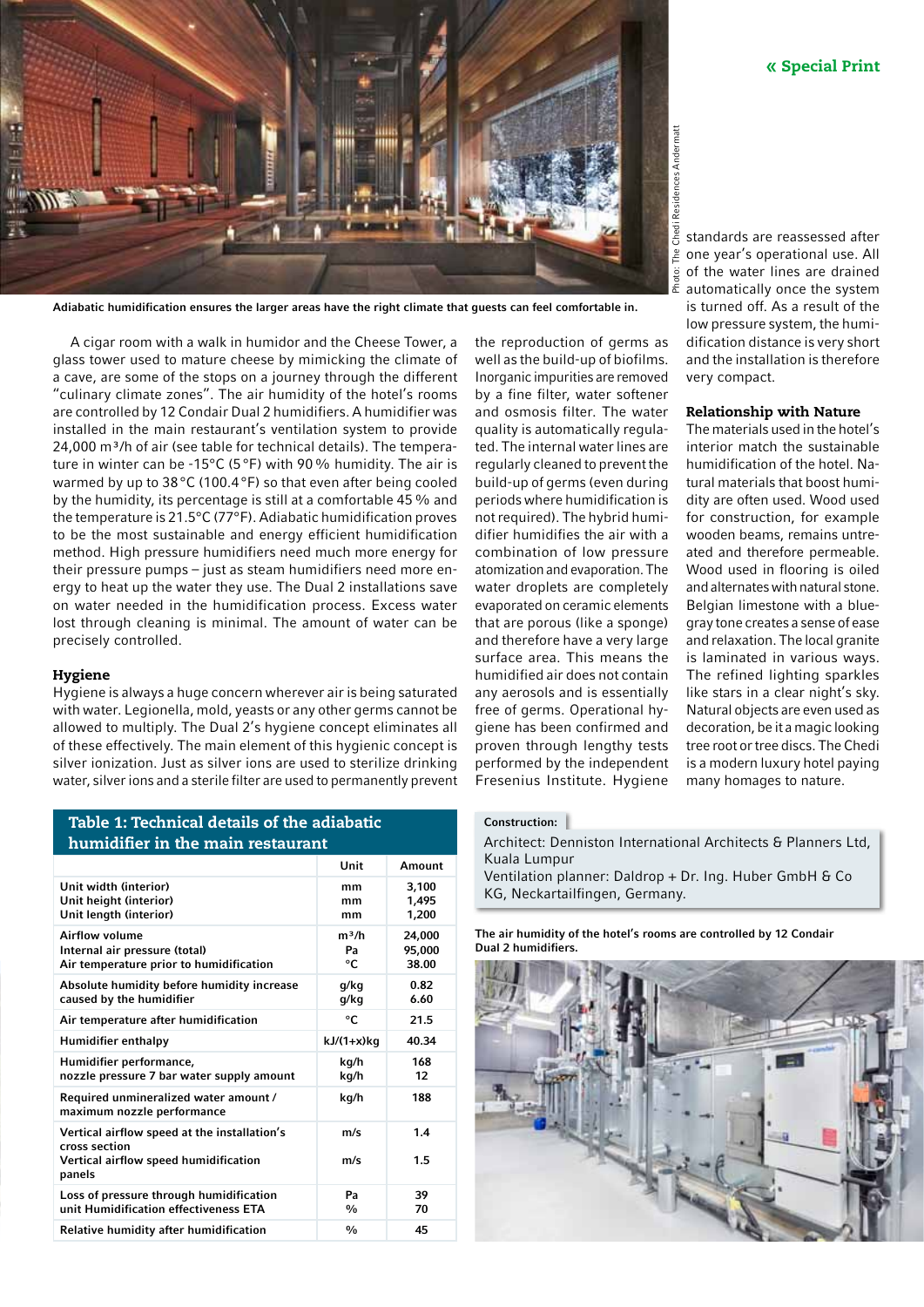Adiabatic humidification ensures the larger areas have the right climate that guests can feel comfortable in.

A cigar room with a walk in humidor and the Cheese Tower, a glass tower used to mature cheese by mimicking the climate of a cave, are some of the stops on a journey through the different "culinary climate zones". The air humidity of the hotel's rooms are controlled by 12 Condair Dual 2 humidifiers. A humidifier was installed in the main restaurant's ventilation system to provide 24,000 m³/h of air (see table for technical details). The temperature in winter can be -15°C (5°F) with 90 % humidity. The air is warmed by up to 38 °C (100.4 °F) so that even after being cooled by the humidity, its percentage is still at a comfortable 45 % and the temperature is 21.5°C (77°F). Adiabatic humidification proves to be the most sustainable and energy efficient humidification method. High pressure humidifiers need much more energy for their pressure pumps – just as steam humidifiers need more energy to heat up the water they use. The Dual 2 installations save on water needed in the humidification process. Excess water lost through cleaning is minimal. The amount of water can be precisely controlled.

### Hygiene

Hygiene is always a huge concern wherever air is being saturated with water. Legionella, mold, yeasts or any other germs cannot be allowed to multiply. The Dual 2's hygiene concept eliminates all of these effectively. The main element of this hygienic concept is silver ionization. Just as silver ions are used to sterilize drinking water, silver ions and a sterile filter are used to permanently prevent the reproduction of germs as well as the build-up of biofilms. Inorganic impurities are removed by a fine filter, water softener and osmosis filter. The water quality is automatically regulated. The internal water lines are regularly cleaned to prevent the build-up of germs (even during periods where humidification is not required). The hybrid humidifier humidifies the air with a combination of low pressure atomization and evaporation. The water droplets are completely evaporated on ceramic elements that are porous (like a sponge) and therefore have a very large surface area. This means the humidified air does not contain any aerosols and is essentially free of germs. Operational hygiene has been confirmed and proven through lengthy tests performed by the independent Fresenius Institute. Hygiene standards are reassessed after one year's operational use. All of the water lines are drained automatically once the system is turned off. As a result of the low pressure system, the humidification distance is very short and the installation is therefore very compact.

### Relationship with Nature

The materials used in the hotel's interior match the sustainable humidification of the hotel. Natural materials that boost humidity are often used. Wood used for construction, for example wooden beams, remains untreated and therefore permeable. Wood used in flooring is oiled and alternates with natural stone. Belgian limestone with a blue-gray tone creates a sense of ease and relaxation. The local granite is laminated in various ways. The refined lighting sparkles like stars in a clear night's sky. Natural objects are even used as decoration, be it a magic looking tree root or tree discs. The Chedi is a modern luxury hotel paying many homages to nature.

**Table 1: Technical details of the adiabatic humidifier in the main restaurant**

| | Unit | Amount |
|---|---|---|
| Unit width (interior) | mm | 3,100 |
| Unit height (interior) | mm | 1,495 |
| Unit length (interior) | mm | 1,200 |
| Airflow volume | m³/h | 24,000 |
| Internal air pressure (total) | Pa | 95,000 |
| Air temperature prior to humidification | °C | 38.00 |
| Absolute humidity before humidity increase | g/kg | 0.82 |
| caused by the humidifier | g/kg | 6.60 |
| Air temperature after humidification | °C | 21.5 |
| Humidifier enthalpy | kJ/(1+x)kg | 40.34 |
| Humidifier performance, | kg/h | 168 |
| nozzle pressure 7 bar water supply amount | kg/h | 12 |
| Required unmineralized water amount / maximum nozzle performance | kg/h | 188 |
| Vertical airflow speed at the installation's cross section | m/s | 1.4 |
| Vertical airflow speed humidification panels | m/s | 1.5 |
| Loss of pressure through humidification | Pa | 39 |
| unit Humidification effectiveness ETA | % | 70 |
| Relative humidity after humidification | % | 45 |

**Construction:**

Architect: Denniston International Architects & Planners Ltd, Kuala Lumpur
Ventilation planner: Daldrop + Dr. Ing. Huber GmbH & Co KG, Neckartailfingen, Germany.

The air humidity of the hotel's rooms are controlled by 12 Condair Dual 2 humidifiers.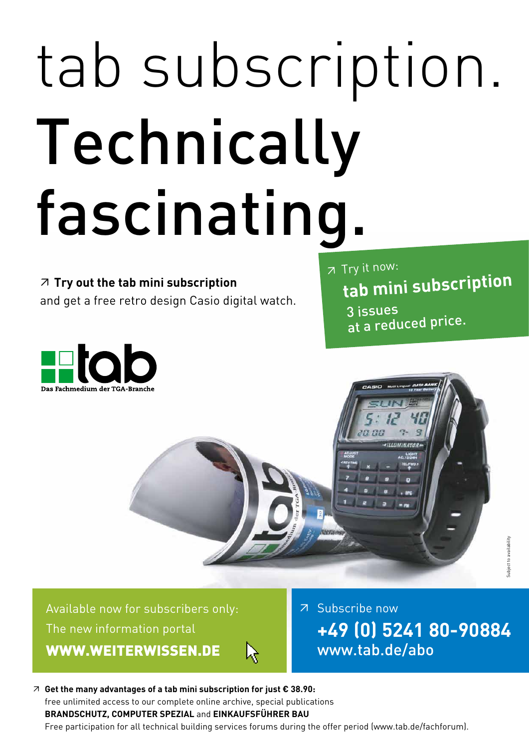# tab subscription.

# Technically fascinating.

↗ **Try out the tab mini subscription**
and get a free retro design Casio digital watch.

↗ Try it now:
**tab mini subscription**
3 issues
at a reduced price.

tab
Das Fachmedium der TGA-Branche

Subject to availability

Available now for subscribers only:
The new information portal
**WWW.WEITERWISSEN.DE**

↗ Subscribe now
**+49 (0) 5241 80-90884**
www.tab.de/abo

↗ **Get the many advantages of a tab mini subscription for just € 38.90:**
free unlimited access to our complete online archive, special publications
**BRANDSCHUTZ, COMPUTER SPEZIAL** and **EINKAUFSFÜHRER BAU**
Free participation for all technical building services forums during the offer period (www.tab.de/fachforum).